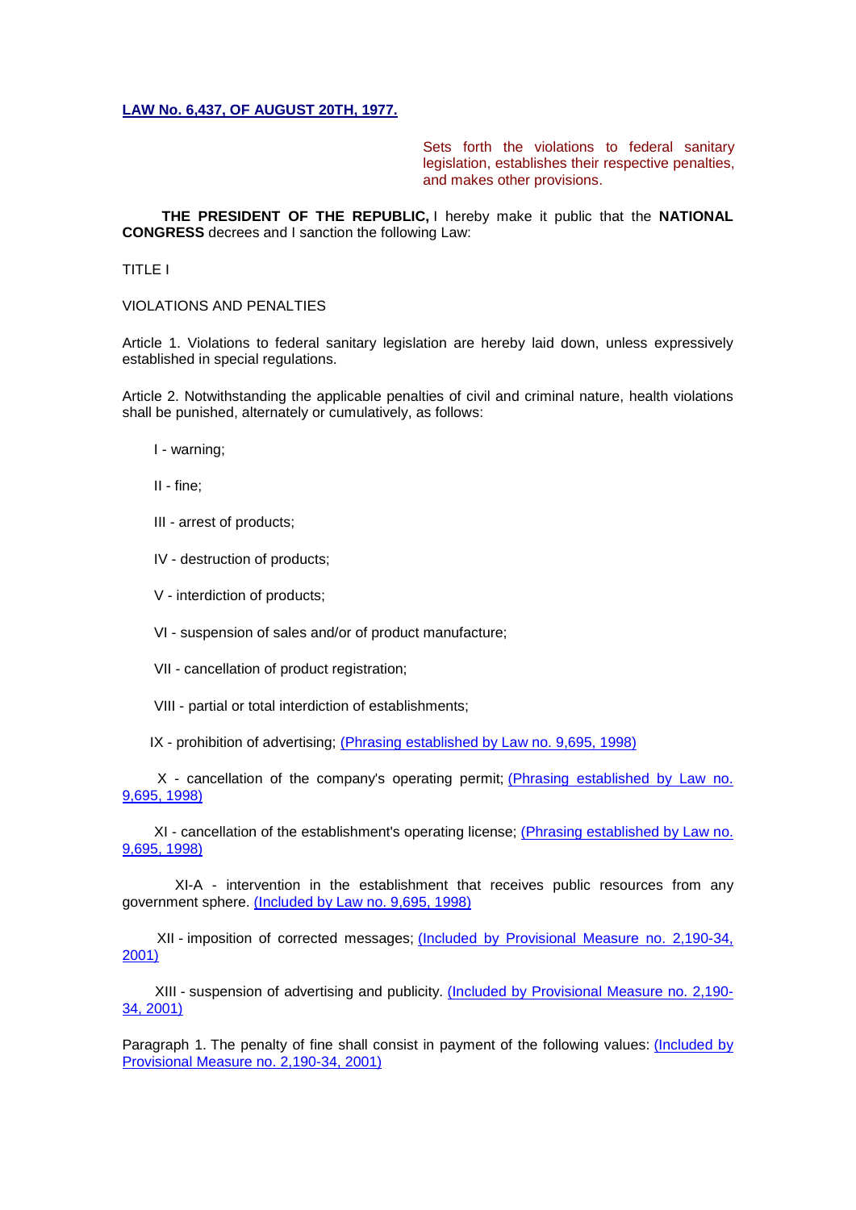**LAW No. 6,437, OF AUGUST 20TH, 1977.**

Sets forth the violations to federal sanitary legislation, establishes their respective penalties, and makes other provisions.

**THE PRESIDENT OF THE REPUBLIC,** I hereby make it public that the **NATIONAL CONGRESS** decrees and I sanction the following Law:

TITLE I

VIOLATIONS AND PENALTIES

Article 1. Violations to federal sanitary legislation are hereby laid down, unless expressively established in special regulations.

Article 2. Notwithstanding the applicable penalties of civil and criminal nature, health violations shall be punished, alternately or cumulatively, as follows:

I - warning;

II - fine;

III - arrest of products;

IV - destruction of products;

V - interdiction of products;

VI - suspension of sales and/or of product manufacture;

VII - cancellation of product registration;

VIII - partial or total interdiction of establishments;

IX - prohibition of advertising; (Phrasing established by Law no. 9,695, 1998)

X - cancellation of the company's operating permit; (Phrasing established by Law no. 9,695, 1998)

XI - cancellation of the establishment's operating license; (Phrasing established by Law no. 9,695, 1998)

XI-A - intervention in the establishment that receives public resources from any government sphere. (Included by Law no. 9,695, 1998)

XII - imposition of corrected messages; (Included by Provisional Measure no. 2,190-34, 2001)

XIII - suspension of advertising and publicity. (Included by Provisional Measure no. 2,190-34, 2001)

Paragraph 1. The penalty of fine shall consist in payment of the following values: (Included by Provisional Measure no. 2,190-34, 2001)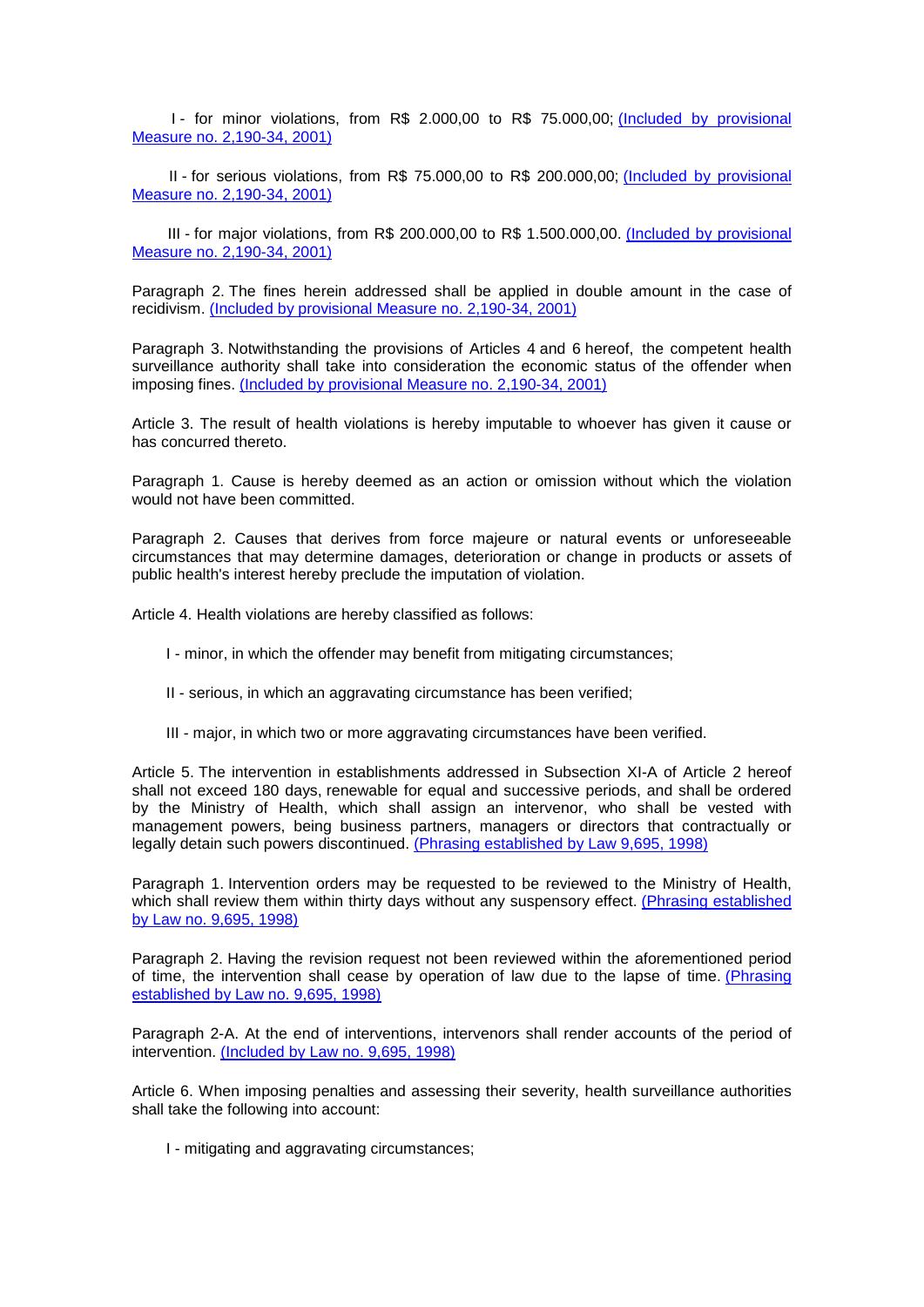I - for minor violations, from R$ 2.000,00 to R$ 75.000,00; (Included by provisional Measure no. 2,190-34, 2001)

II - for serious violations, from R$ 75.000,00 to R$ 200.000,00; (Included by provisional Measure no. 2,190-34, 2001)

III - for major violations, from R$ 200.000,00 to R$ 1.500.000,00. (Included by provisional Measure no. 2,190-34, 2001)

Paragraph 2. The fines herein addressed shall be applied in double amount in the case of recidivism. (Included by provisional Measure no. 2,190-34, 2001)

Paragraph 3. Notwithstanding the provisions of Articles 4 and 6 hereof, the competent health surveillance authority shall take into consideration the economic status of the offender when imposing fines. (Included by provisional Measure no. 2,190-34, 2001)

Article 3. The result of health violations is hereby imputable to whoever has given it cause or has concurred thereto.

Paragraph 1. Cause is hereby deemed as an action or omission without which the violation would not have been committed.

Paragraph 2. Causes that derives from force majeure or natural events or unforeseeable circumstances that may determine damages, deterioration or change in products or assets of public health's interest hereby preclude the imputation of violation.

Article 4. Health violations are hereby classified as follows:

I - minor, in which the offender may benefit from mitigating circumstances;

II - serious, in which an aggravating circumstance has been verified;

III - major, in which two or more aggravating circumstances have been verified.

Article 5. The intervention in establishments addressed in Subsection XI-A of Article 2 hereof shall not exceed 180 days, renewable for equal and successive periods, and shall be ordered by the Ministry of Health, which shall assign an intervenor, who shall be vested with management powers, being business partners, managers or directors that contractually or legally detain such powers discontinued. (Phrasing established by Law 9,695, 1998)

Paragraph 1. Intervention orders may be requested to be reviewed to the Ministry of Health, which shall review them within thirty days without any suspensory effect. (Phrasing established by Law no. 9,695, 1998)

Paragraph 2. Having the revision request not been reviewed within the aforementioned period of time, the intervention shall cease by operation of law due to the lapse of time. (Phrasing established by Law no. 9,695, 1998)

Paragraph 2-A. At the end of interventions, intervenors shall render accounts of the period of intervention. (Included by Law no. 9,695, 1998)

Article 6. When imposing penalties and assessing their severity, health surveillance authorities shall take the following into account:

I - mitigating and aggravating circumstances;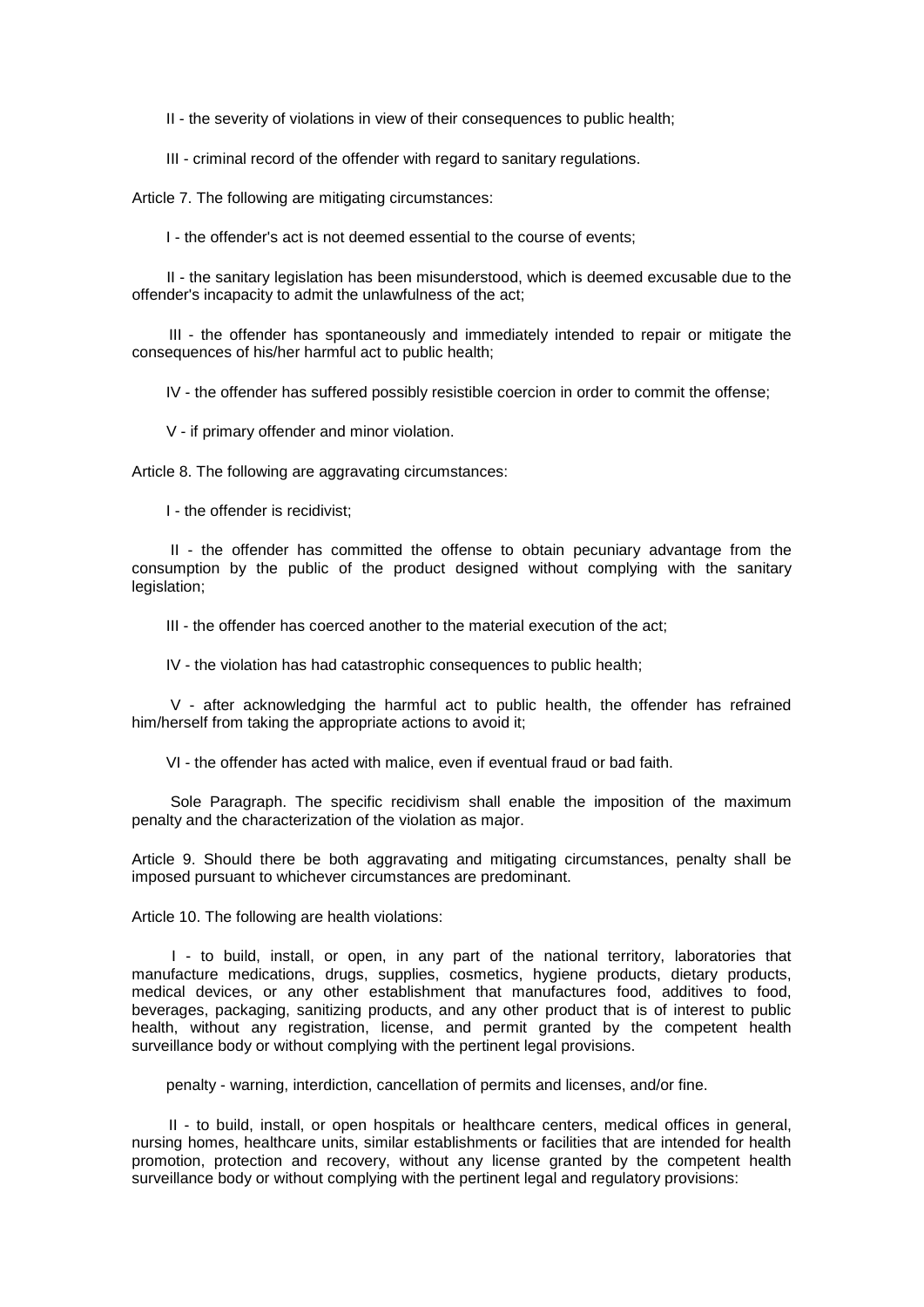II - the severity of violations in view of their consequences to public health;

III - criminal record of the offender with regard to sanitary regulations.

Article 7. The following are mitigating circumstances:

I - the offender's act is not deemed essential to the course of events;

II - the sanitary legislation has been misunderstood, which is deemed excusable due to the offender's incapacity to admit the unlawfulness of the act;

III - the offender has spontaneously and immediately intended to repair or mitigate the consequences of his/her harmful act to public health;

IV - the offender has suffered possibly resistible coercion in order to commit the offense;

V - if primary offender and minor violation.

Article 8. The following are aggravating circumstances:

I - the offender is recidivist;

II - the offender has committed the offense to obtain pecuniary advantage from the consumption by the public of the product designed without complying with the sanitary legislation;

III - the offender has coerced another to the material execution of the act;

IV - the violation has had catastrophic consequences to public health;

V - after acknowledging the harmful act to public health, the offender has refrained him/herself from taking the appropriate actions to avoid it;

VI - the offender has acted with malice, even if eventual fraud or bad faith.

Sole Paragraph. The specific recidivism shall enable the imposition of the maximum penalty and the characterization of the violation as major.

Article 9. Should there be both aggravating and mitigating circumstances, penalty shall be imposed pursuant to whichever circumstances are predominant.

Article 10. The following are health violations:

I - to build, install, or open, in any part of the national territory, laboratories that manufacture medications, drugs, supplies, cosmetics, hygiene products, dietary products, medical devices, or any other establishment that manufactures food, additives to food, beverages, packaging, sanitizing products, and any other product that is of interest to public health, without any registration, license, and permit granted by the competent health surveillance body or without complying with the pertinent legal provisions.

penalty - warning, interdiction, cancellation of permits and licenses, and/or fine.

II - to build, install, or open hospitals or healthcare centers, medical offices in general, nursing homes, healthcare units, similar establishments or facilities that are intended for health promotion, protection and recovery, without any license granted by the competent health surveillance body or without complying with the pertinent legal and regulatory provisions: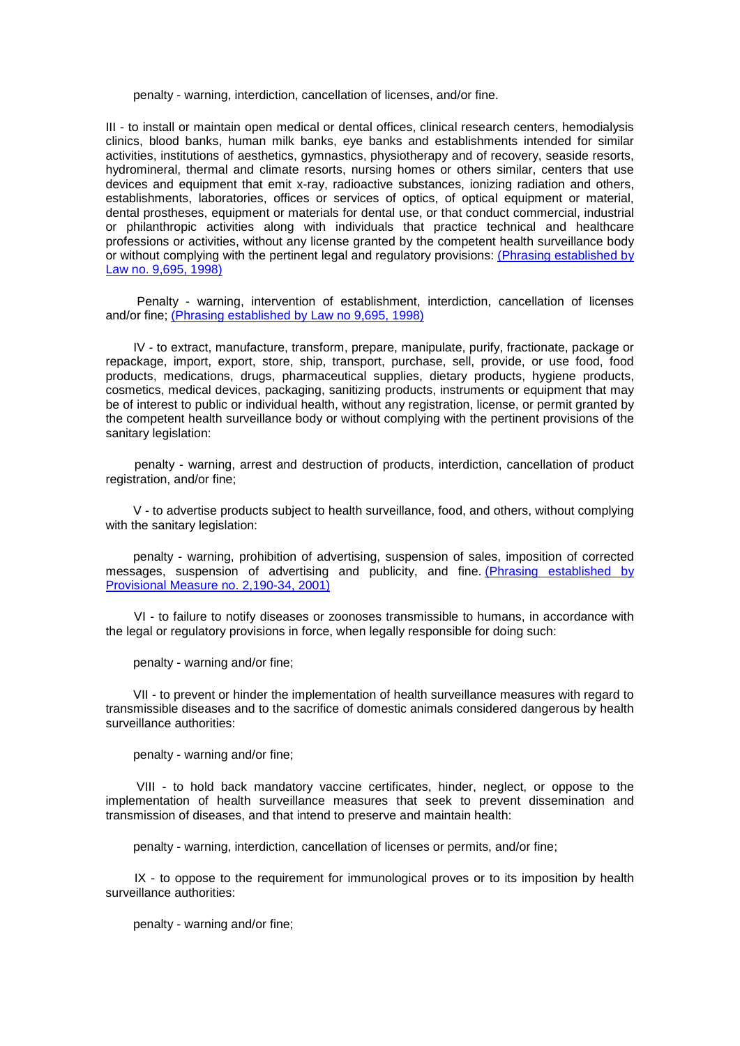penalty - warning, interdiction, cancellation of licenses, and/or fine.

III - to install or maintain open medical or dental offices, clinical research centers, hemodialysis clinics, blood banks, human milk banks, eye banks and establishments intended for similar activities, institutions of aesthetics, gymnastics, physiotherapy and of recovery, seaside resorts, hydromineral, thermal and climate resorts, nursing homes or others similar, centers that use devices and equipment that emit x-ray, radioactive substances, ionizing radiation and others, establishments, laboratories, offices or services of optics, of optical equipment or material, dental prostheses, equipment or materials for dental use, or that conduct commercial, industrial or philanthropic activities along with individuals that practice technical and healthcare professions or activities, without any license granted by the competent health surveillance body or without complying with the pertinent legal and regulatory provisions: (Phrasing established by Law no. 9,695, 1998)

Penalty - warning, intervention of establishment, interdiction, cancellation of licenses and/or fine; (Phrasing established by Law no 9,695, 1998)

IV - to extract, manufacture, transform, prepare, manipulate, purify, fractionate, package or repackage, import, export, store, ship, transport, purchase, sell, provide, or use food, food products, medications, drugs, pharmaceutical supplies, dietary products, hygiene products, cosmetics, medical devices, packaging, sanitizing products, instruments or equipment that may be of interest to public or individual health, without any registration, license, or permit granted by the competent health surveillance body or without complying with the pertinent provisions of the sanitary legislation:

penalty - warning, arrest and destruction of products, interdiction, cancellation of product registration, and/or fine;

V - to advertise products subject to health surveillance, food, and others, without complying with the sanitary legislation:

penalty - warning, prohibition of advertising, suspension of sales, imposition of corrected messages, suspension of advertising and publicity, and fine. (Phrasing established by Provisional Measure no. 2,190-34, 2001)

VI - to failure to notify diseases or zoonoses transmissible to humans, in accordance with the legal or regulatory provisions in force, when legally responsible for doing such:

penalty - warning and/or fine;

VII - to prevent or hinder the implementation of health surveillance measures with regard to transmissible diseases and to the sacrifice of domestic animals considered dangerous by health surveillance authorities:

penalty - warning and/or fine;

VIII - to hold back mandatory vaccine certificates, hinder, neglect, or oppose to the implementation of health surveillance measures that seek to prevent dissemination and transmission of diseases, and that intend to preserve and maintain health:

penalty - warning, interdiction, cancellation of licenses or permits, and/or fine;

IX - to oppose to the requirement for immunological proves or to its imposition by health surveillance authorities:

penalty - warning and/or fine;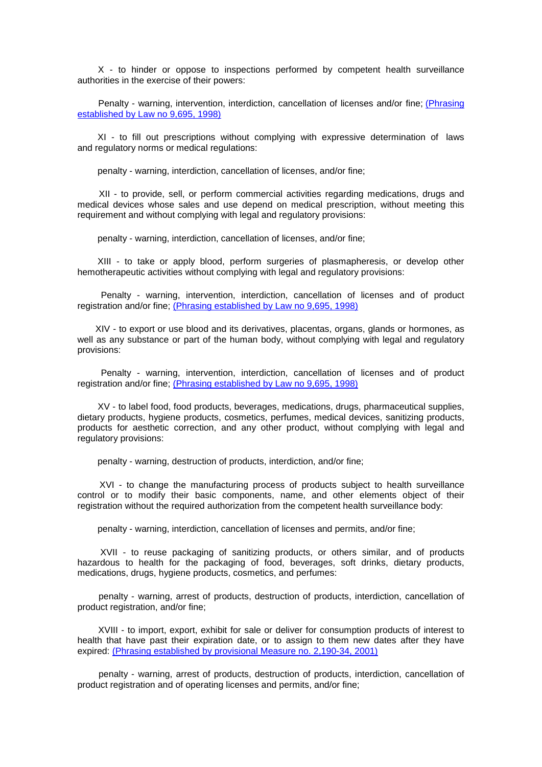X - to hinder or oppose to inspections performed by competent health surveillance authorities in the exercise of their powers:

Penalty - warning, intervention, interdiction, cancellation of licenses and/or fine; (Phrasing established by Law no 9,695, 1998)

XI - to fill out prescriptions without complying with expressive determination of laws and regulatory norms or medical regulations:

penalty - warning, interdiction, cancellation of licenses, and/or fine;

XII - to provide, sell, or perform commercial activities regarding medications, drugs and medical devices whose sales and use depend on medical prescription, without meeting this requirement and without complying with legal and regulatory provisions:

penalty - warning, interdiction, cancellation of licenses, and/or fine;

XIII - to take or apply blood, perform surgeries of plasmapheresis, or develop other hemotherapeutic activities without complying with legal and regulatory provisions:

Penalty - warning, intervention, interdiction, cancellation of licenses and of product registration and/or fine; (Phrasing established by Law no 9,695, 1998)

XIV - to export or use blood and its derivatives, placentas, organs, glands or hormones, as well as any substance or part of the human body, without complying with legal and regulatory provisions:

Penalty - warning, intervention, interdiction, cancellation of licenses and of product registration and/or fine; (Phrasing established by Law no 9,695, 1998)

XV - to label food, food products, beverages, medications, drugs, pharmaceutical supplies, dietary products, hygiene products, cosmetics, perfumes, medical devices, sanitizing products, products for aesthetic correction, and any other product, without complying with legal and regulatory provisions:

penalty - warning, destruction of products, interdiction, and/or fine;

XVI - to change the manufacturing process of products subject to health surveillance control or to modify their basic components, name, and other elements object of their registration without the required authorization from the competent health surveillance body:

penalty - warning, interdiction, cancellation of licenses and permits, and/or fine;

XVII - to reuse packaging of sanitizing products, or others similar, and of products hazardous to health for the packaging of food, beverages, soft drinks, dietary products, medications, drugs, hygiene products, cosmetics, and perfumes:

penalty - warning, arrest of products, destruction of products, interdiction, cancellation of product registration, and/or fine;

XVIII - to import, export, exhibit for sale or deliver for consumption products of interest to health that have past their expiration date, or to assign to them new dates after they have expired: (Phrasing established by provisional Measure no. 2,190-34, 2001)

penalty - warning, arrest of products, destruction of products, interdiction, cancellation of product registration and of operating licenses and permits, and/or fine;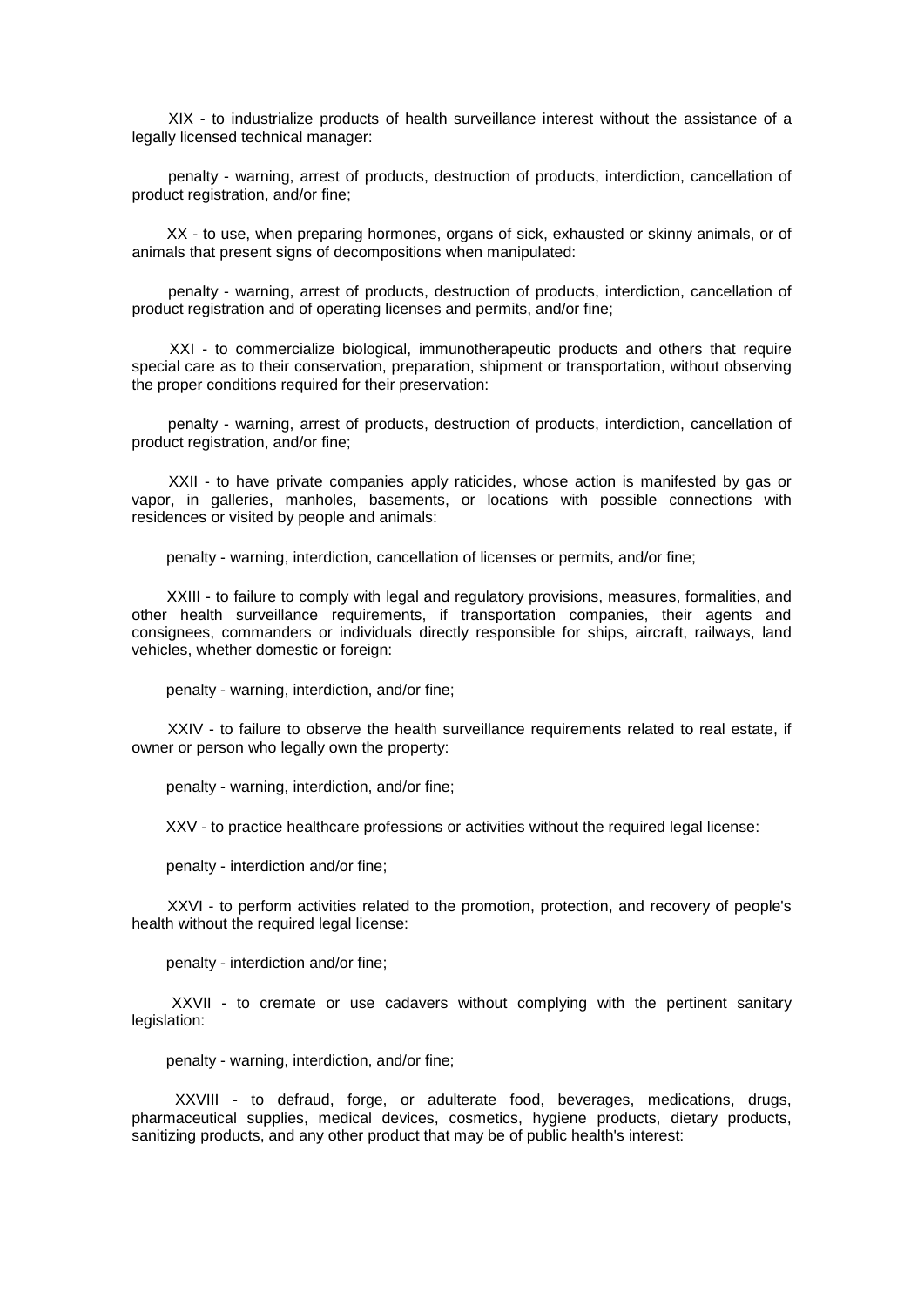XIX - to industrialize products of health surveillance interest without the assistance of a legally licensed technical manager:

penalty - warning, arrest of products, destruction of products, interdiction, cancellation of product registration, and/or fine;

XX - to use, when preparing hormones, organs of sick, exhausted or skinny animals, or of animals that present signs of decompositions when manipulated:

penalty - warning, arrest of products, destruction of products, interdiction, cancellation of product registration and of operating licenses and permits, and/or fine;

XXI - to commercialize biological, immunotherapeutic products and others that require special care as to their conservation, preparation, shipment or transportation, without observing the proper conditions required for their preservation:

penalty - warning, arrest of products, destruction of products, interdiction, cancellation of product registration, and/or fine;

XXII - to have private companies apply raticides, whose action is manifested by gas or vapor, in galleries, manholes, basements, or locations with possible connections with residences or visited by people and animals:

penalty - warning, interdiction, cancellation of licenses or permits, and/or fine;

XXIII - to failure to comply with legal and regulatory provisions, measures, formalities, and other health surveillance requirements, if transportation companies, their agents and consignees, commanders or individuals directly responsible for ships, aircraft, railways, land vehicles, whether domestic or foreign:

penalty - warning, interdiction, and/or fine;

XXIV - to failure to observe the health surveillance requirements related to real estate, if owner or person who legally own the property:

penalty - warning, interdiction, and/or fine;

XXV - to practice healthcare professions or activities without the required legal license:

penalty - interdiction and/or fine;

XXVI - to perform activities related to the promotion, protection, and recovery of people's health without the required legal license:

penalty - interdiction and/or fine;

XXVII - to cremate or use cadavers without complying with the pertinent sanitary legislation:

penalty - warning, interdiction, and/or fine;

XXVIII - to defraud, forge, or adulterate food, beverages, medications, drugs, pharmaceutical supplies, medical devices, cosmetics, hygiene products, dietary products, sanitizing products, and any other product that may be of public health's interest: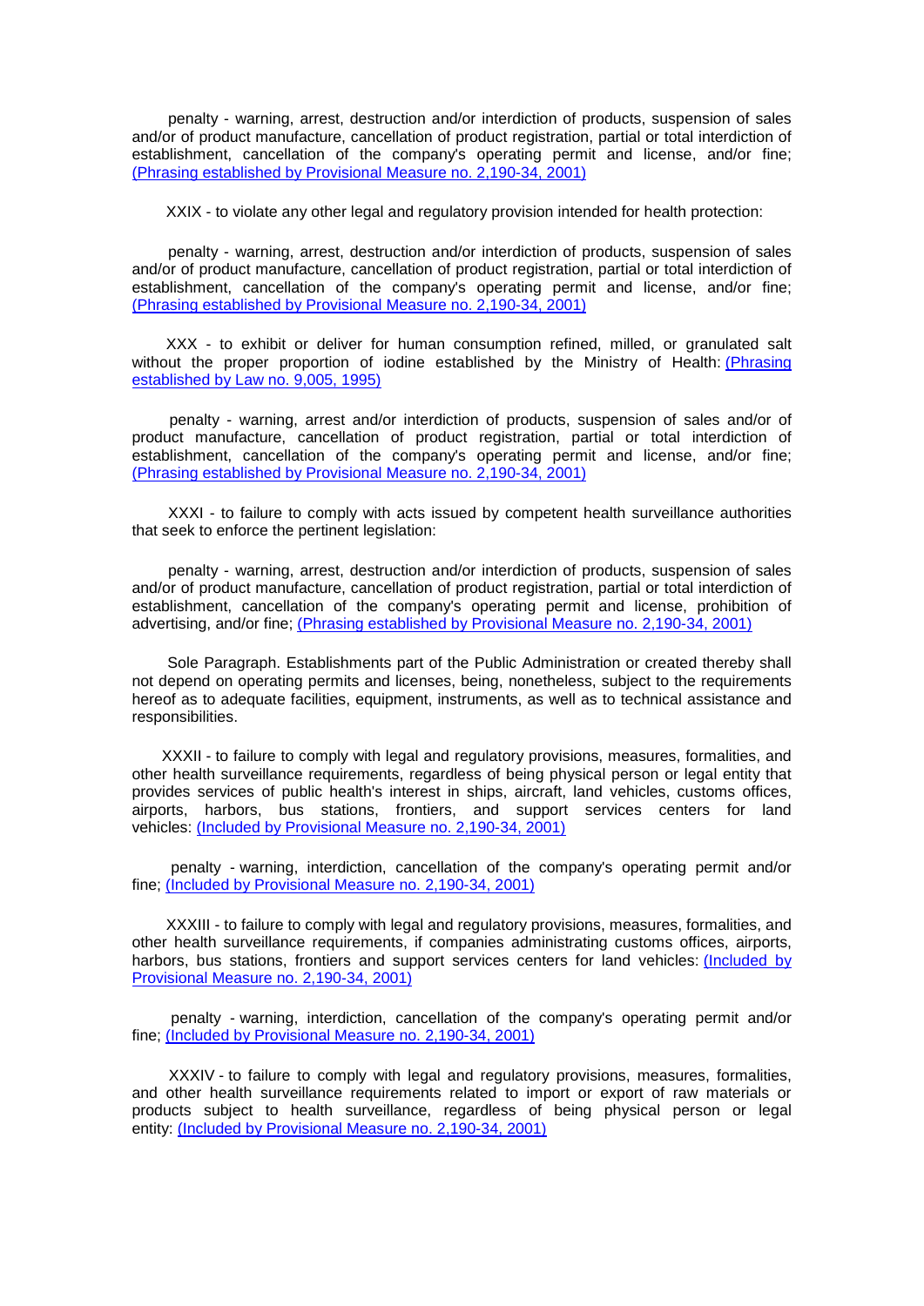penalty - warning, arrest, destruction and/or interdiction of products, suspension of sales and/or of product manufacture, cancellation of product registration, partial or total interdiction of establishment, cancellation of the company's operating permit and license, and/or fine; (Phrasing established by Provisional Measure no. 2,190-34, 2001)

XXIX - to violate any other legal and regulatory provision intended for health protection:

penalty - warning, arrest, destruction and/or interdiction of products, suspension of sales and/or of product manufacture, cancellation of product registration, partial or total interdiction of establishment, cancellation of the company's operating permit and license, and/or fine; (Phrasing established by Provisional Measure no. 2,190-34, 2001)

XXX - to exhibit or deliver for human consumption refined, milled, or granulated salt without the proper proportion of iodine established by the Ministry of Health: (Phrasing established by Law no. 9,005, 1995)

penalty - warning, arrest and/or interdiction of products, suspension of sales and/or of product manufacture, cancellation of product registration, partial or total interdiction of establishment, cancellation of the company's operating permit and license, and/or fine; (Phrasing established by Provisional Measure no. 2,190-34, 2001)

XXXI - to failure to comply with acts issued by competent health surveillance authorities that seek to enforce the pertinent legislation:

penalty - warning, arrest, destruction and/or interdiction of products, suspension of sales and/or of product manufacture, cancellation of product registration, partial or total interdiction of establishment, cancellation of the company's operating permit and license, prohibition of advertising, and/or fine; (Phrasing established by Provisional Measure no. 2,190-34, 2001)

Sole Paragraph. Establishments part of the Public Administration or created thereby shall not depend on operating permits and licenses, being, nonetheless, subject to the requirements hereof as to adequate facilities, equipment, instruments, as well as to technical assistance and responsibilities.

XXXII - to failure to comply with legal and regulatory provisions, measures, formalities, and other health surveillance requirements, regardless of being physical person or legal entity that provides services of public health's interest in ships, aircraft, land vehicles, customs offices, airports, harbors, bus stations, frontiers, and support services centers for land vehicles: (Included by Provisional Measure no. 2,190-34, 2001)

penalty - warning, interdiction, cancellation of the company's operating permit and/or fine; (Included by Provisional Measure no. 2,190-34, 2001)

XXXIII - to failure to comply with legal and regulatory provisions, measures, formalities, and other health surveillance requirements, if companies administrating customs offices, airports, harbors, bus stations, frontiers and support services centers for land vehicles: (Included by Provisional Measure no. 2,190-34, 2001)

penalty - warning, interdiction, cancellation of the company's operating permit and/or fine; (Included by Provisional Measure no. 2,190-34, 2001)

XXXIV - to failure to comply with legal and regulatory provisions, measures, formalities, and other health surveillance requirements related to import or export of raw materials or products subject to health surveillance, regardless of being physical person or legal entity: (Included by Provisional Measure no. 2,190-34, 2001)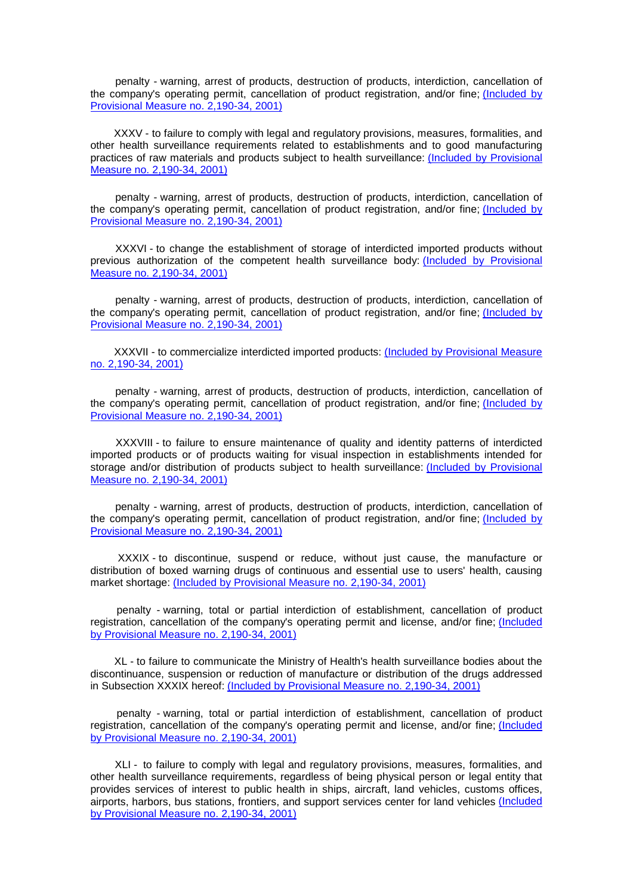penalty - warning, arrest of products, destruction of products, interdiction, cancellation of the company's operating permit, cancellation of product registration, and/or fine; (Included by Provisional Measure no. 2,190-34, 2001)

XXXV - to failure to comply with legal and regulatory provisions, measures, formalities, and other health surveillance requirements related to establishments and to good manufacturing practices of raw materials and products subject to health surveillance: (Included by Provisional Measure no. 2,190-34, 2001)

penalty - warning, arrest of products, destruction of products, interdiction, cancellation of the company's operating permit, cancellation of product registration, and/or fine; (Included by Provisional Measure no. 2,190-34, 2001)

XXXVI - to change the establishment of storage of interdicted imported products without previous authorization of the competent health surveillance body: (Included by Provisional Measure no. 2,190-34, 2001)

penalty - warning, arrest of products, destruction of products, interdiction, cancellation of the company's operating permit, cancellation of product registration, and/or fine; (Included by Provisional Measure no. 2,190-34, 2001)

XXXVII - to commercialize interdicted imported products: (Included by Provisional Measure no. 2,190-34, 2001)

penalty - warning, arrest of products, destruction of products, interdiction, cancellation of the company's operating permit, cancellation of product registration, and/or fine; (Included by Provisional Measure no. 2,190-34, 2001)

XXXVIII - to failure to ensure maintenance of quality and identity patterns of interdicted imported products or of products waiting for visual inspection in establishments intended for storage and/or distribution of products subject to health surveillance: (Included by Provisional Measure no. 2,190-34, 2001)

penalty - warning, arrest of products, destruction of products, interdiction, cancellation of the company's operating permit, cancellation of product registration, and/or fine; (Included by Provisional Measure no. 2,190-34, 2001)

XXXIX - to discontinue, suspend or reduce, without just cause, the manufacture or distribution of boxed warning drugs of continuous and essential use to users' health, causing market shortage: (Included by Provisional Measure no. 2,190-34, 2001)

penalty - warning, total or partial interdiction of establishment, cancellation of product registration, cancellation of the company's operating permit and license, and/or fine; (Included by Provisional Measure no. 2,190-34, 2001)

XL - to failure to communicate the Ministry of Health's health surveillance bodies about the discontinuance, suspension or reduction of manufacture or distribution of the drugs addressed in Subsection XXXIX hereof: (Included by Provisional Measure no. 2,190-34, 2001)

penalty - warning, total or partial interdiction of establishment, cancellation of product registration, cancellation of the company's operating permit and license, and/or fine; (Included by Provisional Measure no. 2,190-34, 2001)

XLI - to failure to comply with legal and regulatory provisions, measures, formalities, and other health surveillance requirements, regardless of being physical person or legal entity that provides services of interest to public health in ships, aircraft, land vehicles, customs offices, airports, harbors, bus stations, frontiers, and support services center for land vehicles (Included by Provisional Measure no. 2,190-34, 2001)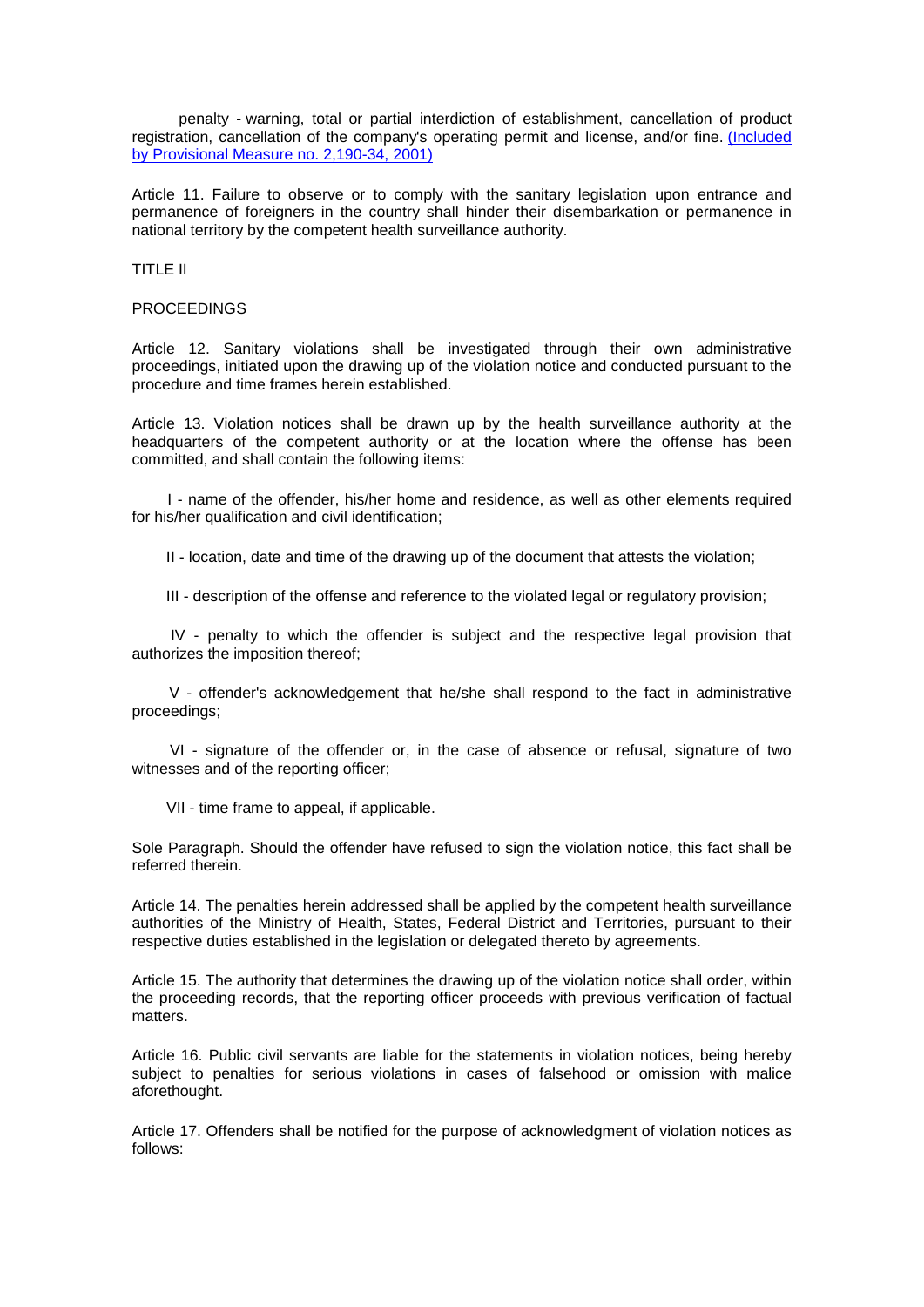penalty - warning, total or partial interdiction of establishment, cancellation of product registration, cancellation of the company's operating permit and license, and/or fine. (Included by Provisional Measure no. 2,190-34, 2001)

Article 11. Failure to observe or to comply with the sanitary legislation upon entrance and permanence of foreigners in the country shall hinder their disembarkation or permanence in national territory by the competent health surveillance authority.

TITLE II

PROCEEDINGS

Article 12. Sanitary violations shall be investigated through their own administrative proceedings, initiated upon the drawing up of the violation notice and conducted pursuant to the procedure and time frames herein established.

Article 13. Violation notices shall be drawn up by the health surveillance authority at the headquarters of the competent authority or at the location where the offense has been committed, and shall contain the following items:

I - name of the offender, his/her home and residence, as well as other elements required for his/her qualification and civil identification;

II - location, date and time of the drawing up of the document that attests the violation;

III - description of the offense and reference to the violated legal or regulatory provision;

IV - penalty to which the offender is subject and the respective legal provision that authorizes the imposition thereof;

V - offender's acknowledgement that he/she shall respond to the fact in administrative proceedings;

VI - signature of the offender or, in the case of absence or refusal, signature of two witnesses and of the reporting officer;

VII - time frame to appeal, if applicable.

Sole Paragraph. Should the offender have refused to sign the violation notice, this fact shall be referred therein.

Article 14. The penalties herein addressed shall be applied by the competent health surveillance authorities of the Ministry of Health, States, Federal District and Territories, pursuant to their respective duties established in the legislation or delegated thereto by agreements.

Article 15. The authority that determines the drawing up of the violation notice shall order, within the proceeding records, that the reporting officer proceeds with previous verification of factual matters.

Article 16. Public civil servants are liable for the statements in violation notices, being hereby subject to penalties for serious violations in cases of falsehood or omission with malice aforethought.

Article 17. Offenders shall be notified for the purpose of acknowledgment of violation notices as follows: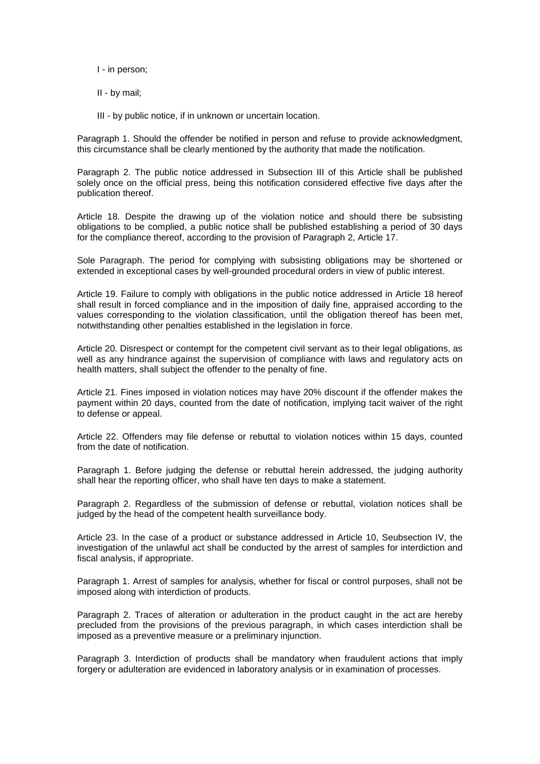I - in person;

II - by mail;

III - by public notice, if in unknown or uncertain location.

Paragraph 1. Should the offender be notified in person and refuse to provide acknowledgment, this circumstance shall be clearly mentioned by the authority that made the notification.

Paragraph 2. The public notice addressed in Subsection III of this Article shall be published solely once on the official press, being this notification considered effective five days after the publication thereof.

Article 18. Despite the drawing up of the violation notice and should there be subsisting obligations to be complied, a public notice shall be published establishing a period of 30 days for the compliance thereof, according to the provision of Paragraph 2, Article 17.

Sole Paragraph. The period for complying with subsisting obligations may be shortened or extended in exceptional cases by well-grounded procedural orders in view of public interest.

Article 19. Failure to comply with obligations in the public notice addressed in Article 18 hereof shall result in forced compliance and in the imposition of daily fine, appraised according to the values corresponding to the violation classification, until the obligation thereof has been met, notwithstanding other penalties established in the legislation in force.

Article 20. Disrespect or contempt for the competent civil servant as to their legal obligations, as well as any hindrance against the supervision of compliance with laws and regulatory acts on health matters, shall subject the offender to the penalty of fine.

Article 21. Fines imposed in violation notices may have 20% discount if the offender makes the payment within 20 days, counted from the date of notification, implying tacit waiver of the right to defense or appeal.

Article 22. Offenders may file defense or rebuttal to violation notices within 15 days, counted from the date of notification.

Paragraph 1. Before judging the defense or rebuttal herein addressed, the judging authority shall hear the reporting officer, who shall have ten days to make a statement.

Paragraph 2. Regardless of the submission of defense or rebuttal, violation notices shall be judged by the head of the competent health surveillance body.

Article 23. In the case of a product or substance addressed in Article 10, Seubsection IV, the investigation of the unlawful act shall be conducted by the arrest of samples for interdiction and fiscal analysis, if appropriate.

Paragraph 1. Arrest of samples for analysis, whether for fiscal or control purposes, shall not be imposed along with interdiction of products.

Paragraph 2. Traces of alteration or adulteration in the product caught in the act are hereby precluded from the provisions of the previous paragraph, in which cases interdiction shall be imposed as a preventive measure or a preliminary injunction.

Paragraph 3. Interdiction of products shall be mandatory when fraudulent actions that imply forgery or adulteration are evidenced in laboratory analysis or in examination of processes.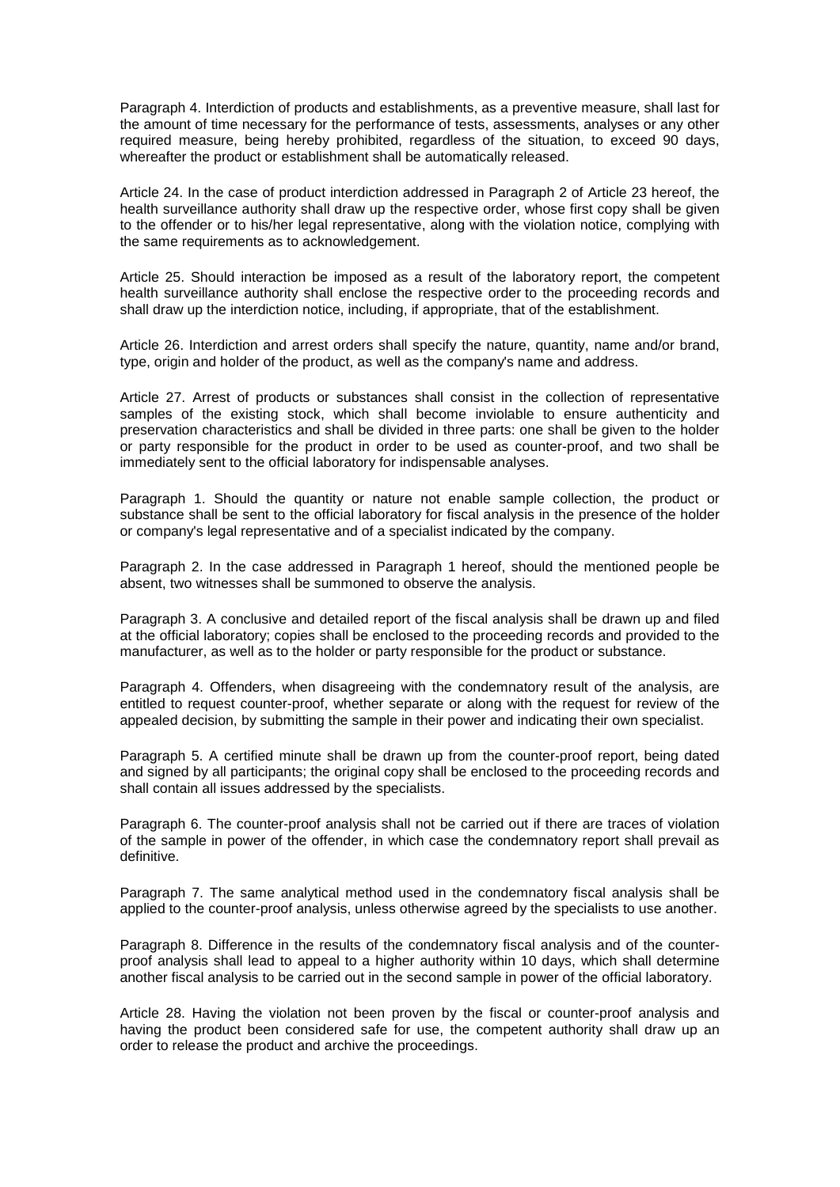Paragraph 4. Interdiction of products and establishments, as a preventive measure, shall last for the amount of time necessary for the performance of tests, assessments, analyses or any other required measure, being hereby prohibited, regardless of the situation, to exceed 90 days, whereafter the product or establishment shall be automatically released.

Article 24. In the case of product interdiction addressed in Paragraph 2 of Article 23 hereof, the health surveillance authority shall draw up the respective order, whose first copy shall be given to the offender or to his/her legal representative, along with the violation notice, complying with the same requirements as to acknowledgement.

Article 25. Should interaction be imposed as a result of the laboratory report, the competent health surveillance authority shall enclose the respective order to the proceeding records and shall draw up the interdiction notice, including, if appropriate, that of the establishment.

Article 26. Interdiction and arrest orders shall specify the nature, quantity, name and/or brand, type, origin and holder of the product, as well as the company's name and address.

Article 27. Arrest of products or substances shall consist in the collection of representative samples of the existing stock, which shall become inviolable to ensure authenticity and preservation characteristics and shall be divided in three parts: one shall be given to the holder or party responsible for the product in order to be used as counter-proof, and two shall be immediately sent to the official laboratory for indispensable analyses.

Paragraph 1. Should the quantity or nature not enable sample collection, the product or substance shall be sent to the official laboratory for fiscal analysis in the presence of the holder or company's legal representative and of a specialist indicated by the company.

Paragraph 2. In the case addressed in Paragraph 1 hereof, should the mentioned people be absent, two witnesses shall be summoned to observe the analysis.

Paragraph 3. A conclusive and detailed report of the fiscal analysis shall be drawn up and filed at the official laboratory; copies shall be enclosed to the proceeding records and provided to the manufacturer, as well as to the holder or party responsible for the product or substance.

Paragraph 4. Offenders, when disagreeing with the condemnatory result of the analysis, are entitled to request counter-proof, whether separate or along with the request for review of the appealed decision, by submitting the sample in their power and indicating their own specialist.

Paragraph 5. A certified minute shall be drawn up from the counter-proof report, being dated and signed by all participants; the original copy shall be enclosed to the proceeding records and shall contain all issues addressed by the specialists.

Paragraph 6. The counter-proof analysis shall not be carried out if there are traces of violation of the sample in power of the offender, in which case the condemnatory report shall prevail as definitive.

Paragraph 7. The same analytical method used in the condemnatory fiscal analysis shall be applied to the counter-proof analysis, unless otherwise agreed by the specialists to use another.

Paragraph 8. Difference in the results of the condemnatory fiscal analysis and of the counter-proof analysis shall lead to appeal to a higher authority within 10 days, which shall determine another fiscal analysis to be carried out in the second sample in power of the official laboratory.

Article 28. Having the violation not been proven by the fiscal or counter-proof analysis and having the product been considered safe for use, the competent authority shall draw up an order to release the product and archive the proceedings.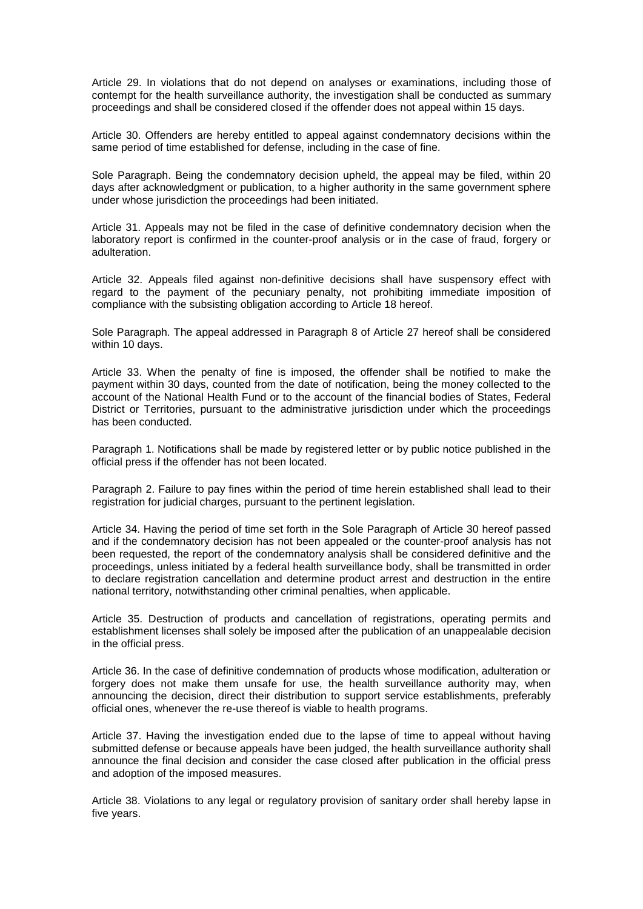Article 29. In violations that do not depend on analyses or examinations, including those of contempt for the health surveillance authority, the investigation shall be conducted as summary proceedings and shall be considered closed if the offender does not appeal within 15 days.

Article 30. Offenders are hereby entitled to appeal against condemnatory decisions within the same period of time established for defense, including in the case of fine.

Sole Paragraph. Being the condemnatory decision upheld, the appeal may be filed, within 20 days after acknowledgment or publication, to a higher authority in the same government sphere under whose jurisdiction the proceedings had been initiated.

Article 31. Appeals may not be filed in the case of definitive condemnatory decision when the laboratory report is confirmed in the counter-proof analysis or in the case of fraud, forgery or adulteration.

Article 32. Appeals filed against non-definitive decisions shall have suspensory effect with regard to the payment of the pecuniary penalty, not prohibiting immediate imposition of compliance with the subsisting obligation according to Article 18 hereof.

Sole Paragraph. The appeal addressed in Paragraph 8 of Article 27 hereof shall be considered within 10 days.

Article 33. When the penalty of fine is imposed, the offender shall be notified to make the payment within 30 days, counted from the date of notification, being the money collected to the account of the National Health Fund or to the account of the financial bodies of States, Federal District or Territories, pursuant to the administrative jurisdiction under which the proceedings has been conducted.

Paragraph 1. Notifications shall be made by registered letter or by public notice published in the official press if the offender has not been located.

Paragraph 2. Failure to pay fines within the period of time herein established shall lead to their registration for judicial charges, pursuant to the pertinent legislation.

Article 34. Having the period of time set forth in the Sole Paragraph of Article 30 hereof passed and if the condemnatory decision has not been appealed or the counter-proof analysis has not been requested, the report of the condemnatory analysis shall be considered definitive and the proceedings, unless initiated by a federal health surveillance body, shall be transmitted in order to declare registration cancellation and determine product arrest and destruction in the entire national territory, notwithstanding other criminal penalties, when applicable.

Article 35. Destruction of products and cancellation of registrations, operating permits and establishment licenses shall solely be imposed after the publication of an unappealable decision in the official press.

Article 36. In the case of definitive condemnation of products whose modification, adulteration or forgery does not make them unsafe for use, the health surveillance authority may, when announcing the decision, direct their distribution to support service establishments, preferably official ones, whenever the re-use thereof is viable to health programs.

Article 37. Having the investigation ended due to the lapse of time to appeal without having submitted defense or because appeals have been judged, the health surveillance authority shall announce the final decision and consider the case closed after publication in the official press and adoption of the imposed measures.

Article 38. Violations to any legal or regulatory provision of sanitary order shall hereby lapse in five years.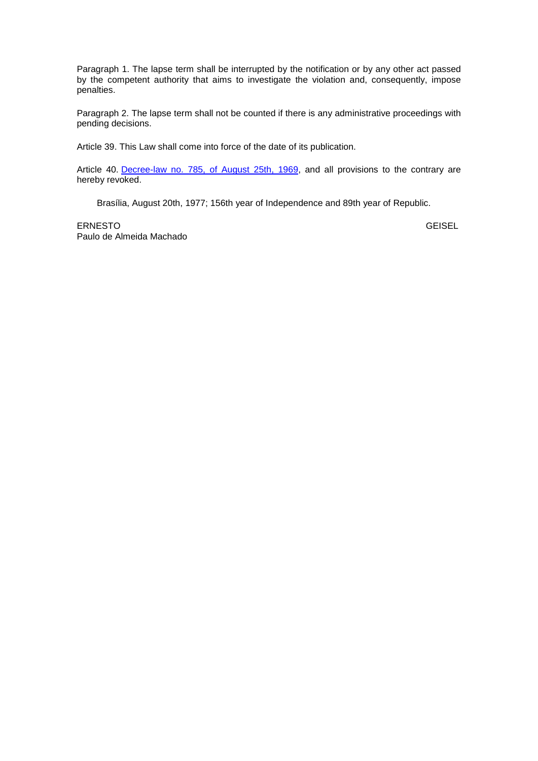Paragraph 1. The lapse term shall be interrupted by the notification or by any other act passed by the competent authority that aims to investigate the violation and, consequently, impose penalties.

Paragraph 2. The lapse term shall not be counted if there is any administrative proceedings with pending decisions.

Article 39. This Law shall come into force of the date of its publication.

Article 40. Decree-law no. 785, of August 25th, 1969, and all provisions to the contrary are hereby revoked.

Brasília, August 20th, 1977; 156th year of Independence and 89th year of Republic.

ERNESTO GEISEL
Paulo de Almeida Machado